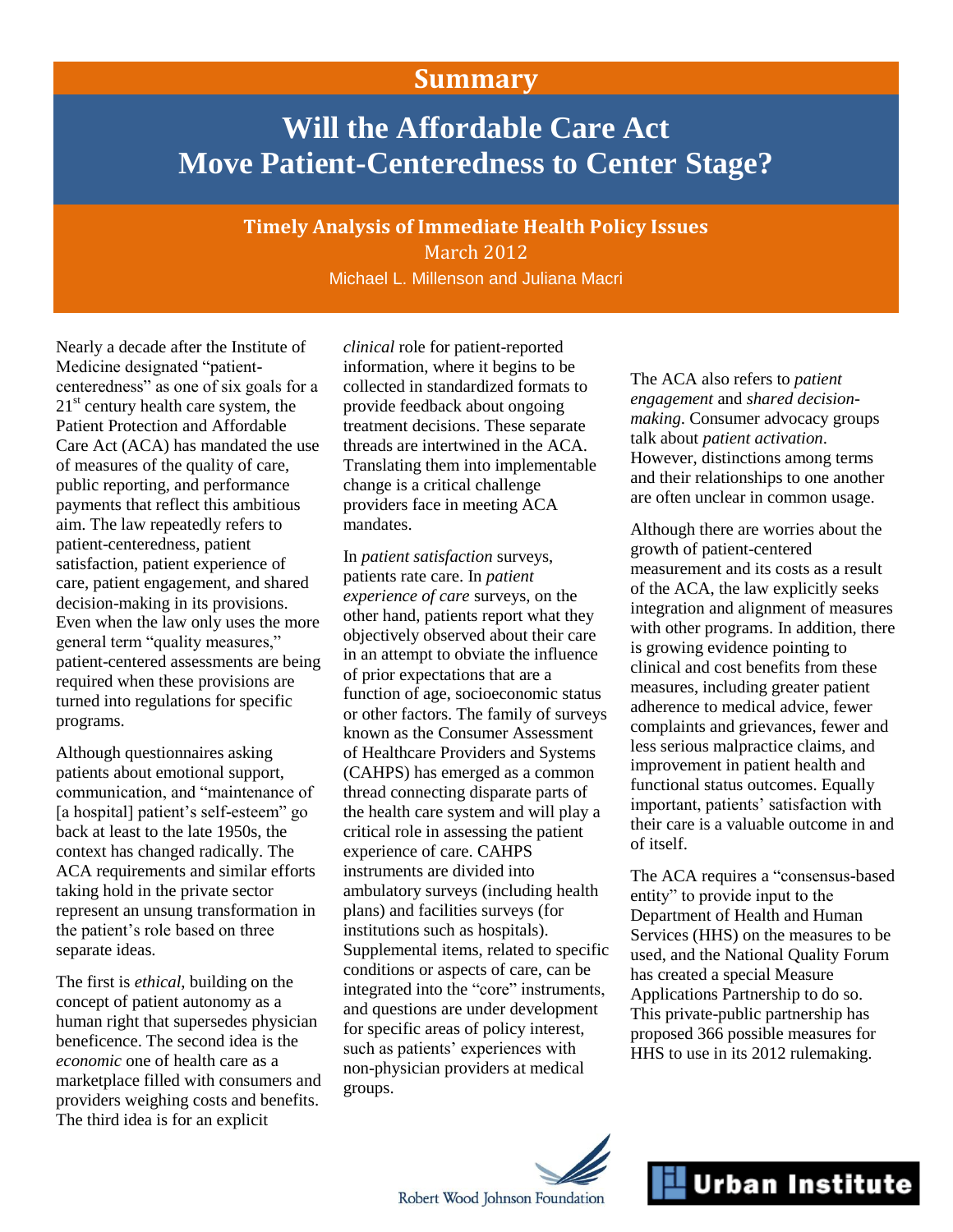# Summary

# Will the Affordable Care Act Move Patient-Centeredness to Center Stage?

**Timely Analysis of Immediate Health Policy Issues**

March 2012

Michael L. Millenson and Juliana Macri

Nearly a decade after the Institute of Medicine designated "patient-centeredness" as one of six goals for a 21st century health care system, the Patient Protection and Affordable Care Act (ACA) has mandated the use of measures of the quality of care, public reporting, and performance payments that reflect this ambitious aim. The law repeatedly refers to patient-centeredness, patient satisfaction, patient experience of care, patient engagement, and shared decision-making in its provisions. Even when the law only uses the more general term "quality measures," patient-centered assessments are being required when these provisions are turned into regulations for specific programs.

Although questionnaires asking patients about emotional support, communication, and "maintenance of [a hospital] patient's self-esteem" go back at least to the late 1950s, the context has changed radically. The ACA requirements and similar efforts taking hold in the private sector represent an unsung transformation in the patient's role based on three separate ideas.

The first is *ethical*, building on the concept of patient autonomy as a human right that supersedes physician beneficence. The second idea is the *economic* one of health care as a marketplace filled with consumers and providers weighing costs and benefits. The third idea is for an explicit *clinical* role for patient-reported information, where it begins to be collected in standardized formats to provide feedback about ongoing treatment decisions. These separate threads are intertwined in the ACA. Translating them into implementable change is a critical challenge providers face in meeting ACA mandates.

In *patient satisfaction* surveys, patients rate care. In *patient experience of care* surveys, on the other hand, patients report what they objectively observed about their care in an attempt to obviate the influence of prior expectations that are a function of age, socioeconomic status or other factors. The family of surveys known as the Consumer Assessment of Healthcare Providers and Systems (CAHPS) has emerged as a common thread connecting disparate parts of the health care system and will play a critical role in assessing the patient experience of care. CAHPS instruments are divided into ambulatory surveys (including health plans) and facilities surveys (for institutions such as hospitals). Supplemental items, related to specific conditions or aspects of care, can be integrated into the "core" instruments, and questions are under development for specific areas of policy interest, such as patients' experiences with non-physician providers at medical groups.

The ACA also refers to *patient engagement* and *shared decision-making*. Consumer advocacy groups talk about *patient activation*. However, distinctions among terms and their relationships to one another are often unclear in common usage.

Although there are worries about the growth of patient-centered measurement and its costs as a result of the ACA, the law explicitly seeks integration and alignment of measures with other programs. In addition, there is growing evidence pointing to clinical and cost benefits from these measures, including greater patient adherence to medical advice, fewer complaints and grievances, fewer and less serious malpractice claims, and improvement in patient health and functional status outcomes. Equally important, patients' satisfaction with their care is a valuable outcome in and of itself.

The ACA requires a "consensus-based entity" to provide input to the Department of Health and Human Services (HHS) on the measures to be used, and the National Quality Forum has created a special Measure Applications Partnership to do so. This private-public partnership has proposed 366 possible measures for HHS to use in its 2012 rulemaking.

Robert Wood Johnson Foundation

Urban Institute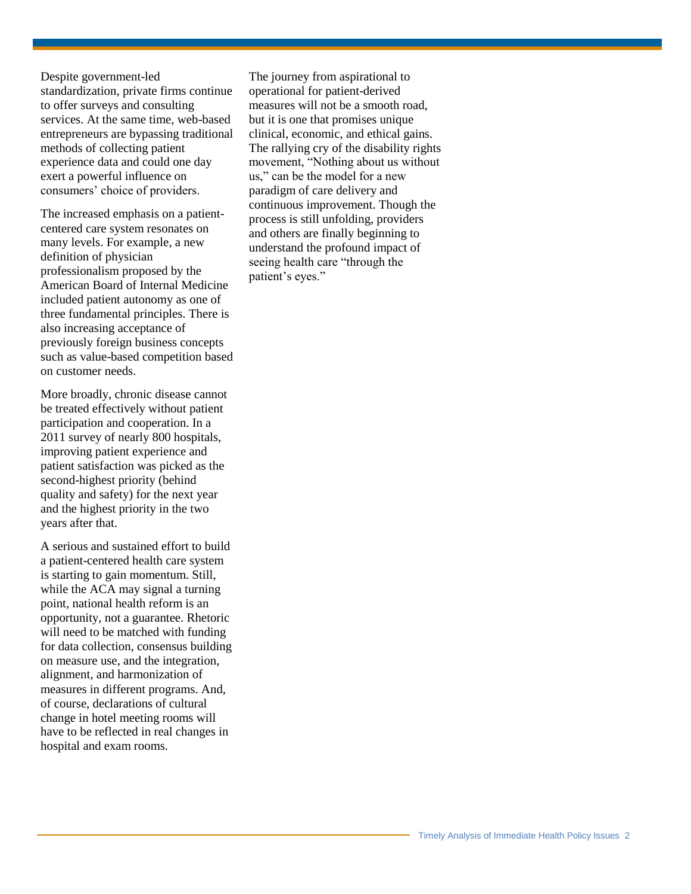Despite government-led standardization, private firms continue to offer surveys and consulting services. At the same time, web-based entrepreneurs are bypassing traditional methods of collecting patient experience data and could one day exert a powerful influence on consumers' choice of providers.

The increased emphasis on a patient-centered care system resonates on many levels. For example, a new definition of physician professionalism proposed by the American Board of Internal Medicine included patient autonomy as one of three fundamental principles. There is also increasing acceptance of previously foreign business concepts such as value-based competition based on customer needs.

More broadly, chronic disease cannot be treated effectively without patient participation and cooperation. In a 2011 survey of nearly 800 hospitals, improving patient experience and patient satisfaction was picked as the second-highest priority (behind quality and safety) for the next year and the highest priority in the two years after that.

A serious and sustained effort to build a patient-centered health care system is starting to gain momentum. Still, while the ACA may signal a turning point, national health reform is an opportunity, not a guarantee. Rhetoric will need to be matched with funding for data collection, consensus building on measure use, and the integration, alignment, and harmonization of measures in different programs. And, of course, declarations of cultural change in hotel meeting rooms will have to be reflected in real changes in hospital and exam rooms.

The journey from aspirational to operational for patient-derived measures will not be a smooth road, but it is one that promises unique clinical, economic, and ethical gains. The rallying cry of the disability rights movement, "Nothing about us without us," can be the model for a new paradigm of care delivery and continuous improvement. Though the process is still unfolding, providers and others are finally beginning to understand the profound impact of seeing health care "through the patient's eyes."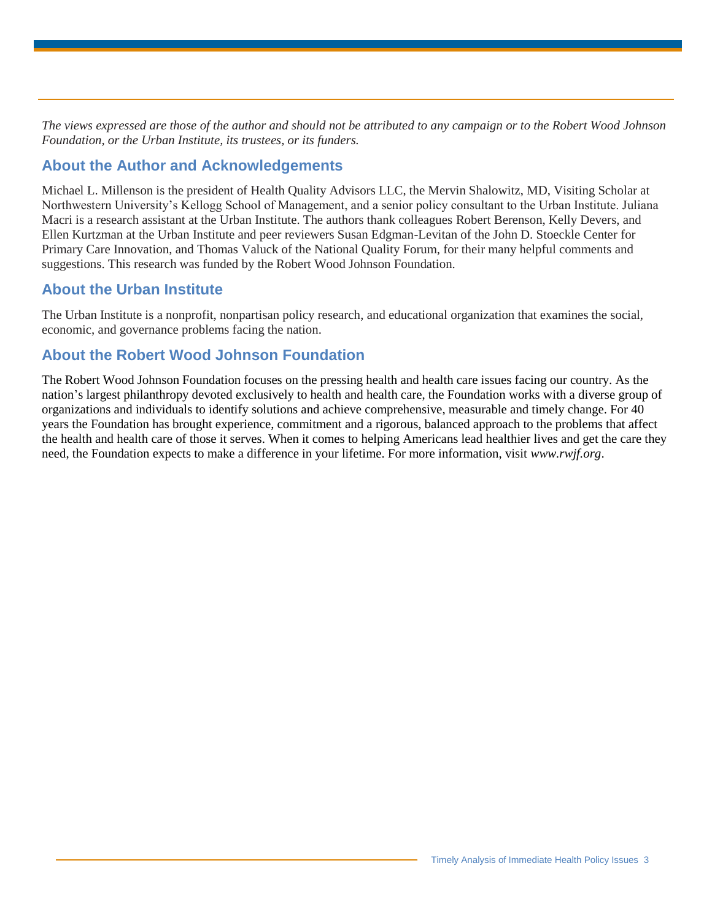*The views expressed are those of the author and should not be attributed to any campaign or to the Robert Wood Johnson Foundation, or the Urban Institute, its trustees, or its funders.*

## About the Author and Acknowledgements

Michael L. Millenson is the president of Health Quality Advisors LLC, the Mervin Shalowitz, MD, Visiting Scholar at Northwestern University's Kellogg School of Management, and a senior policy consultant to the Urban Institute. Juliana Macri is a research assistant at the Urban Institute. The authors thank colleagues Robert Berenson, Kelly Devers, and Ellen Kurtzman at the Urban Institute and peer reviewers Susan Edgman-Levitan of the John D. Stoeckle Center for Primary Care Innovation, and Thomas Valuck of the National Quality Forum, for their many helpful comments and suggestions. This research was funded by the Robert Wood Johnson Foundation.

## About the Urban Institute

The Urban Institute is a nonprofit, nonpartisan policy research, and educational organization that examines the social, economic, and governance problems facing the nation.

## About the Robert Wood Johnson Foundation

The Robert Wood Johnson Foundation focuses on the pressing health and health care issues facing our country. As the nation's largest philanthropy devoted exclusively to health and health care, the Foundation works with a diverse group of organizations and individuals to identify solutions and achieve comprehensive, measurable and timely change. For 40 years the Foundation has brought experience, commitment and a rigorous, balanced approach to the problems that affect the health and health care of those it serves. When it comes to helping Americans lead healthier lives and get the care they need, the Foundation expects to make a difference in your lifetime. For more information, visit *www.rwjf.org*.